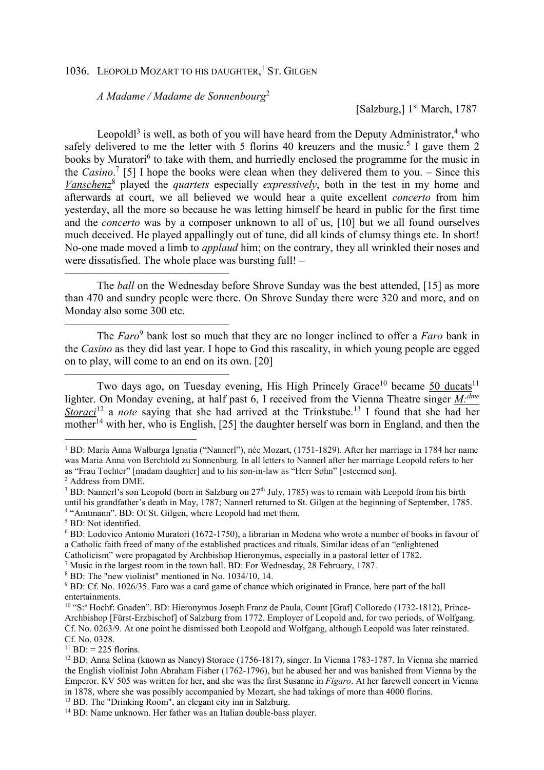1036. LEOPOLD MOZART TO HIS DAUGHTER,[1] ST. GILGEN

*A Madame / Madame de Sonnenbourg*[2]

[Salzburg,] 1st March, 1787

Leopoldl[3] is well, as both of you will have heard from the Deputy Administrator,[4] who safely delivered to me the letter with 5 florins 40 kreuzers and the music.[5] I gave them 2 books by Muratori[6] to take with them, and hurriedly enclosed the programme for the music in the *Casino*.[7] [5] I hope the books were clean when they delivered them to you. – Since this *Vanschenz*[8] played the *quartets* especially *expressively*, both in the test in my home and afterwards at court, we all believed we would hear a quite excellent *concerto* from him yesterday, all the more so because he was letting himself be heard in public for the first time and the *concerto* was by a composer unknown to all of us, [10] but we all found ourselves much deceived. He played appallingly out of tune, did all kinds of clumsy things etc. In short! No-one made moved a limb to *applaud* him; on the contrary, they all wrinkled their noses and were dissatisfied. The whole place was bursting full! –

---

The *ball* on the Wednesday before Shrove Sunday was the best attended, [15] as more than 470 and sundry people were there. On Shrove Sunday there were 320 and more, and on Monday also some 300 etc.

---

The *Faro*[9] bank lost so much that they are no longer inclined to offer a *Faro* bank in the *Casino* as they did last year. I hope to God this rascality, in which young people are egged on to play, will come to an end on its own. [20]

---

Two days ago, on Tuesday evening, His High Princely Grace[10] became 50 ducats[11] lighter. On Monday evening, at half past 6, I received from the Vienna Theatre singer *M:dme Storaci*[12] a *note* saying that she had arrived at the Trinkstube.[13] I found that she had her mother[14] with her, who is English, [25] the daughter herself was born in England, and then the

---

[1] BD: Maria Anna Walburga Ignatia ("Nannerl"), née Mozart, (1751-1829). After her marriage in 1784 her name was Maria Anna von Berchtold zu Sonnenburg. In all letters to Nannerl after her marriage Leopold refers to her as "Frau Tochter" [madam daughter] and to his son-in-law as "Herr Sohn" [esteemed son].

[2] Address from DME.

[3] BD: Nannerl's son Leopold (born in Salzburg on 27th July, 1785) was to remain with Leopold from his birth until his grandfather's death in May, 1787; Nannerl returned to St. Gilgen at the beginning of September, 1785.

[4] "Amtmann". BD: Of St. Gilgen, where Leopold had met them.

[5] BD: Not identified.

[6] BD: Lodovico Antonio Muratori (1672-1750), a librarian in Modena who wrote a number of books in favour of a Catholic faith freed of many of the established practices and rituals. Similar ideas of an "enlightened Catholicism" were propagated by Archbishop Hieronymus, especially in a pastoral letter of 1782.

[7] Music in the largest room in the town hall. BD: For Wednesday, 28 February, 1787.

[8] BD: The "new violinist" mentioned in No. 1034/10, 14.

[9] BD: Cf. No. 1026/35. Faro was a card game of chance which originated in France, here part of the ball entertainments.

[10] "S:e Hochf: Gnaden". BD: Hieronymus Joseph Franz de Paula, Count [Graf] Colloredo (1732-1812), Prince-Archbishop [Fürst-Erzbischof] of Salzburg from 1772. Employer of Leopold and, for two periods, of Wolfgang. Cf. No. 0263/9. At one point he dismissed both Leopold and Wolfgang, although Leopold was later reinstated. Cf. No. 0328.

[11] BD: = 225 florins.

[12] BD: Anna Selina (known as Nancy) Storace (1756-1817), singer. In Vienna 1783-1787. In Vienna she married the English violinist John Abraham Fisher (1762-1796), but he abused her and was banished from Vienna by the Emperor. KV 505 was written for her, and she was the first Susanne in *Figaro*. At her farewell concert in Vienna in 1878, where she was possibly accompanied by Mozart, she had takings of more than 4000 florins.

[13] BD: The "Drinking Room", an elegant city inn in Salzburg.

[14] BD: Name unknown. Her father was an Italian double-bass player.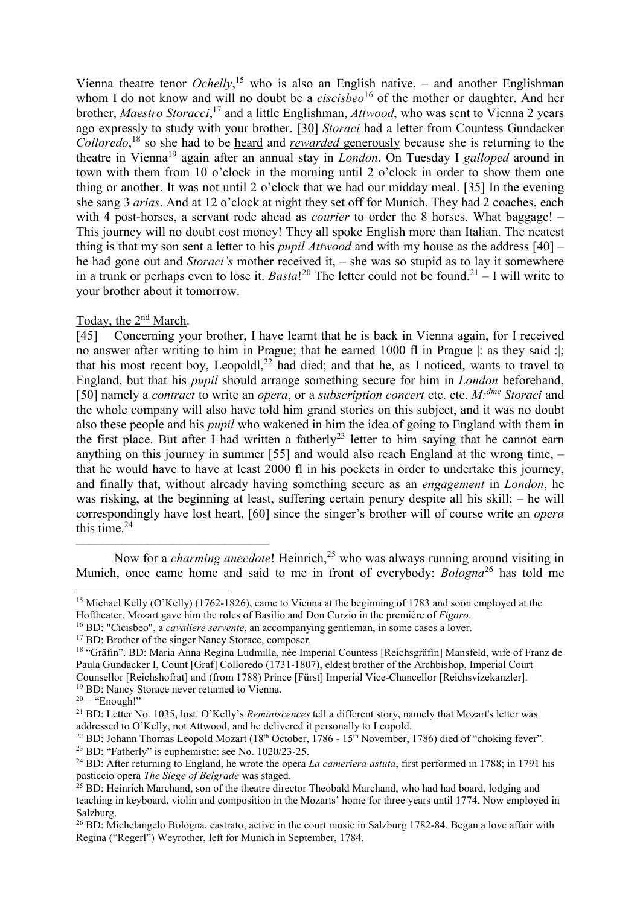Vienna theatre tenor *Ochelly*,[15] who is also an English native, – and another Englishman whom I do not know and will no doubt be a *ciscisbeo*[16] of the mother or daughter. And her brother, *Maestro Storacci*,[17] and a little Englishman, <u>*Attwood*</u>, who was sent to Vienna 2 years ago expressly to study with your brother. [30] *Storaci* had a letter from Countess Gundacker *Colloredo*,[18] so she had to be <u>heard</u> and <u>*rewarded* generously</u> because she is returning to the theatre in Vienna[19] again after an annual stay in *London*. On Tuesday I *galloped* around in town with them from 10 o'clock in the morning until 2 o'clock in order to show them one thing or another. It was not until 2 o'clock that we had our midday meal. [35] In the evening she sang 3 *arias*. And at <u>12 o'clock at night</u> they set off for Munich. They had 2 coaches, each with 4 post-horses, a servant rode ahead as *courier* to order the 8 horses. What baggage! – This journey will no doubt cost money! They all spoke English more than Italian. The neatest thing is that my son sent a letter to his *pupil Attwood* and with my house as the address [40] – he had gone out and *Storaci's* mother received it, – she was so stupid as to lay it somewhere in a trunk or perhaps even to lose it. *Basta*![20] The letter could not be found.[21] – I will write to your brother about it tomorrow.

<u>Today, the 2nd March</u>.

[45] Concerning your brother, I have learnt that he is back in Vienna again, for I received no answer after writing to him in Prague; that he earned 1000 fl in Prague |: as they said :|; that his most recent boy, Leopoldl,[22] had died; and that he, as I noticed, wants to travel to England, but that his *pupil* should arrange something secure for him in *London* beforehand, [50] namely a *contract* to write an *opera*, or a *subscription concert* etc. etc. *M:dme Storaci* and the whole company will also have told him grand stories on this subject, and it was no doubt also these people and his *pupil* who wakened in him the idea of going to England with them in the first place. But after I had written a fatherly[23] letter to him saying that he cannot earn anything on this journey in summer [55] and would also reach England at the wrong time, – that he would have to have <u>at least 2000 fl</u> in his pockets in order to undertake this journey, and finally that, without already having something secure as an *engagement* in *London*, he was risking, at the beginning at least, suffering certain penury despite all his skill; – he will correspondingly have lost heart, [60] since the singer's brother will of course write an *opera* this time.[24]

---

Now for a *charming anecdote*! Heinrich,[25] who was always running around visiting in Munich, once came home and said to me in front of everybody: <u>*Bologna*[26] has told me</u>

---

[15] Michael Kelly (O'Kelly) (1762-1826), came to Vienna at the beginning of 1783 and soon employed at the Hoftheater. Mozart gave him the roles of Basilio and Don Curzio in the première of *Figaro*.

[16] BD: "Cicisbeo", a *cavaliere servente*, an accompanying gentleman, in some cases a lover.

[17] BD: Brother of the singer Nancy Storace, composer.

[18] "Gräfin". BD: Maria Anna Regina Ludmilla, née Imperial Countess [Reichsgräfin] Mansfeld, wife of Franz de Paula Gundacker I, Count [Graf] Colloredo (1731-1807), eldest brother of the Archbishop, Imperial Court Counsellor [Reichshofrat] and (from 1788) Prince [Fürst] Imperial Vice-Chancellor [Reichsvizekanzler].

[19] BD: Nancy Storace never returned to Vienna.

[20] = "Enough!"

[21] BD: Letter No. 1035, lost. O'Kelly's *Reminiscences* tell a different story, namely that Mozart's letter was addressed to O'Kelly, not Attwood, and he delivered it personally to Leopold.

[22] BD: Johann Thomas Leopold Mozart (18th October, 1786 - 15th November, 1786) died of "choking fever".

[23] BD: "Fatherly" is euphemistic: see No. 1020/23-25.

[24] BD: After returning to England, he wrote the opera *La cameriera astuta*, first performed in 1788; in 1791 his pasticcio opera *The Siege of Belgrade* was staged.

[25] BD: Heinrich Marchand, son of the theatre director Theobald Marchand, who had had board, lodging and teaching in keyboard, violin and composition in the Mozarts' home for three years until 1774. Now employed in Salzburg.

[26] BD: Michelangelo Bologna, castrato, active in the court music in Salzburg 1782-84. Began a love affair with Regina ("Regerl") Weyrother, left for Munich in September, 1784.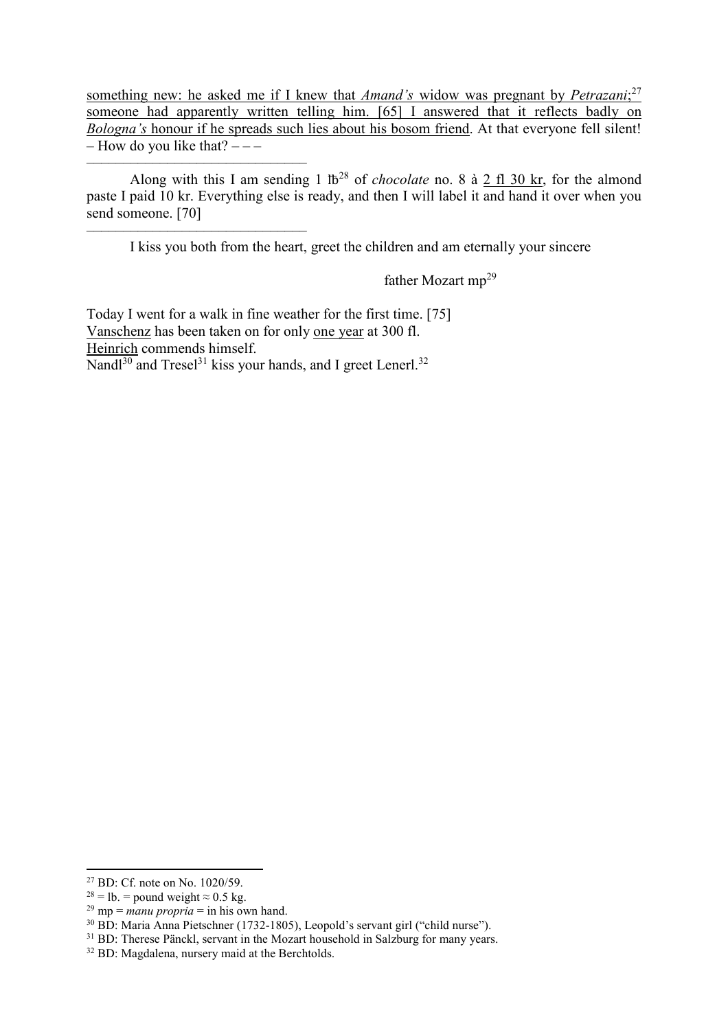something new: he asked me if I knew that *Amand's* widow was pregnant by *Petrazani*;[27] someone had apparently written telling him. [65] I answered that it reflects badly on *Bologna's* honour if he spreads such lies about his bosom friend. At that everyone fell silent! – How do you like that? – – –

---

Along with this I am sending 1 ℔[28] of *chocolate* no. 8 à 2 fl 30 kr, for the almond paste I paid 10 kr. Everything else is ready, and then I will label it and hand it over when you send someone. [70]

---

I kiss you both from the heart, greet the children and am eternally your sincere

father Mozart mp[29]

Today I went for a walk in fine weather for the first time. [75]
Vanschenz has been taken on for only one year at 300 fl.
Heinrich commends himself.
Nandl[30] and Tresel[31] kiss your hands, and I greet Lenerl.[32]

---

[27] BD: Cf. note on No. 1020/59.
[28] = lb. = pound weight ≈ 0.5 kg.
[29] mp = *manu propria* = in his own hand.
[30] BD: Maria Anna Pietschner (1732-1805), Leopold's servant girl ("child nurse").
[31] BD: Therese Pänckl, servant in the Mozart household in Salzburg for many years.
[32] BD: Magdalena, nursery maid at the Berchtolds.